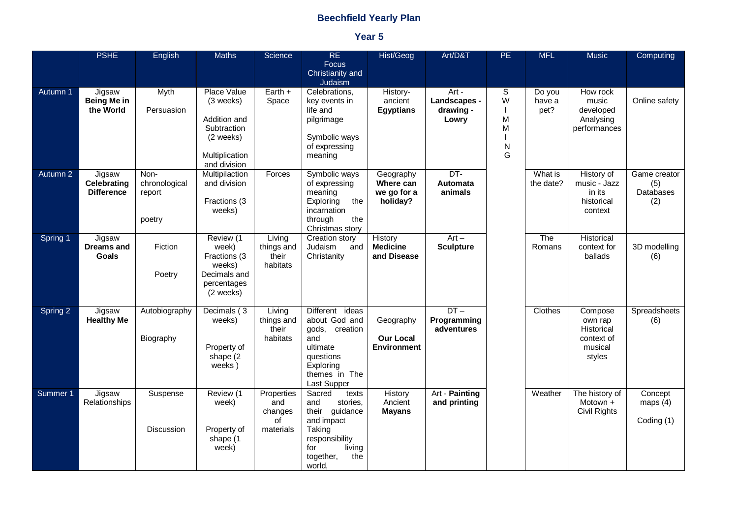# Beechfield Yearly Plan

## Year 5

| | PSHE | English | Maths | Science | RE Focus Christianity and Judaism | Hist/Geog | Art/D&T | PE | MFL | Music | Computing |
|---|---|---|---|---|---|---|---|---|---|---|---|
| Autumn 1 | Jigsaw **Being Me in the World** | Myth<br><br>Persuasion | Place Value (3 weeks)<br><br>Addition and Subtraction (2 weeks)<br><br>Multiplication and division | Earth + Space | Celebrations, key events in life and pilgrimage<br><br>Symbolic ways of expressing meaning | History- ancient **Egyptians** | Art - **Landscapes - drawing - Lowry** | SWIMMING | Do you have a pet? | How rock music developed Analysing performances | Online safety |
| Autumn 2 | Jigsaw **Celebrating Difference** | Non-chronological report<br><br>poetry | Multipilaction and division<br><br>Fractions (3 weeks) | Forces | Symbolic ways of expressing meaning Exploring the incarnation through the Christmas story | Geography **Where can we go for a holiday?** | DT- **Automata animals** | | What is the date? | History of music - Jazz in its historical context | Game creator (5) Databases (2) |
| Spring 1 | Jigsaw **Dreams and Goals** | Fiction<br><br>Poetry | Review (1 week) Fractions (3 weeks) Decimals and percentages (2 weeks) | Living things and their habitats | Creation story Judaism and Christanity | History **Medicine and Disease** | Art – **Sculpture** | | The Romans | Historical context for ballads | 3D modelling (6) |
| Spring 2 | Jigsaw **Healthy Me** | Autobiography<br><br>Biography | Decimals ( 3 weeks)<br><br>Property of shape (2 weeks ) | Living things and their habitats | Different ideas about God and gods, creation and ultimate questions Exploring themes in The Last Supper | Geography<br><br>**Our Local Environment** | DT – **Programming adventures** | | Clothes | Compose own rap Historical context of musical styles | Spreadsheets (6) |
| Summer 1 | Jigsaw Relationships | Suspense<br><br>Discussion | Review (1 week)<br><br>Property of shape (1 week) | Properties and changes of materials | Sacred texts and stories, their guidance and impact Taking responsibility for living together, the world, | History Ancient **Mayans** | Art - **Painting and printing** | | Weather | The history of Motown + Civil Rights | Concept maps (4)<br><br>Coding (1) |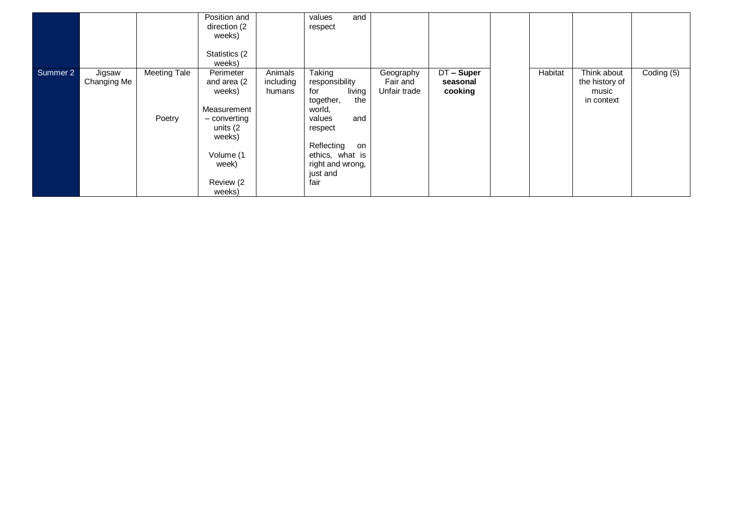| | | | | | | | | | | | | |
|---|---|---|---|---|---|---|---|---|---|---|---|---|
| | | | Position and direction (2 weeks)<br><br>Statistics (2 weeks) | | values and respect | | | | | | | |
| Summer 2 | Jigsaw Changing Me | Meeting Tale<br><br>Poetry | Perimeter and area (2 weeks)<br><br>Measurement – converting units (2 weeks)<br><br>Volume (1 week)<br><br>Review (2 weeks) | Animals including humans | Taking responsibility for living together, the world, values and respect<br><br>Reflecting on ethics, what is right and wrong, just and fair | Geography Fair and Unfair trade | DT **– Super seasonal cooking** | | Habitat | Think about the history of music in context | Coding (5) |